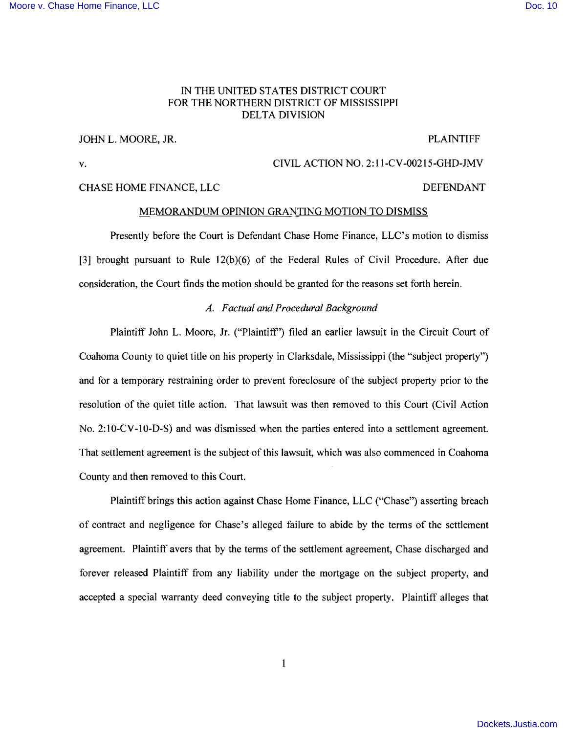IN THE UNITED STATES DISTRICT COURT
FOR THE NORTHERN DISTRICT OF MISSISSIPPI
DELTA DIVISION

JOHN L. MOORE, JR. PLAINTIFF

v. CIVIL ACTION NO. 2:11-CV-00215-GHD-JMV

CHASE HOME FINANCE, LLC DEFENDANT

MEMORANDUM OPINION GRANTING MOTION TO DISMISS

Presently before the Court is Defendant Chase Home Finance, LLC's motion to dismiss [3] brought pursuant to Rule 12(b)(6) of the Federal Rules of Civil Procedure. After due consideration, the Court finds the motion should be granted for the reasons set forth herein.

*A. Factual and Procedural Background*

Plaintiff John L. Moore, Jr. ("Plaintiff") filed an earlier lawsuit in the Circuit Court of Coahoma County to quiet title on his property in Clarksdale, Mississippi (the "subject property") and for a temporary restraining order to prevent foreclosure of the subject property prior to the resolution of the quiet title action. That lawsuit was then removed to this Court (Civil Action No. 2:10-CV-10-D-S) and was dismissed when the parties entered into a settlement agreement. That settlement agreement is the subject of this lawsuit, which was also commenced in Coahoma County and then removed to this Court.

Plaintiff brings this action against Chase Home Finance, LLC ("Chase") asserting breach of contract and negligence for Chase's alleged failure to abide by the terms of the settlement agreement. Plaintiff avers that by the terms of the settlement agreement, Chase discharged and forever released Plaintiff from any liability under the mortgage on the subject property, and accepted a special warranty deed conveying title to the subject property. Plaintiff alleges that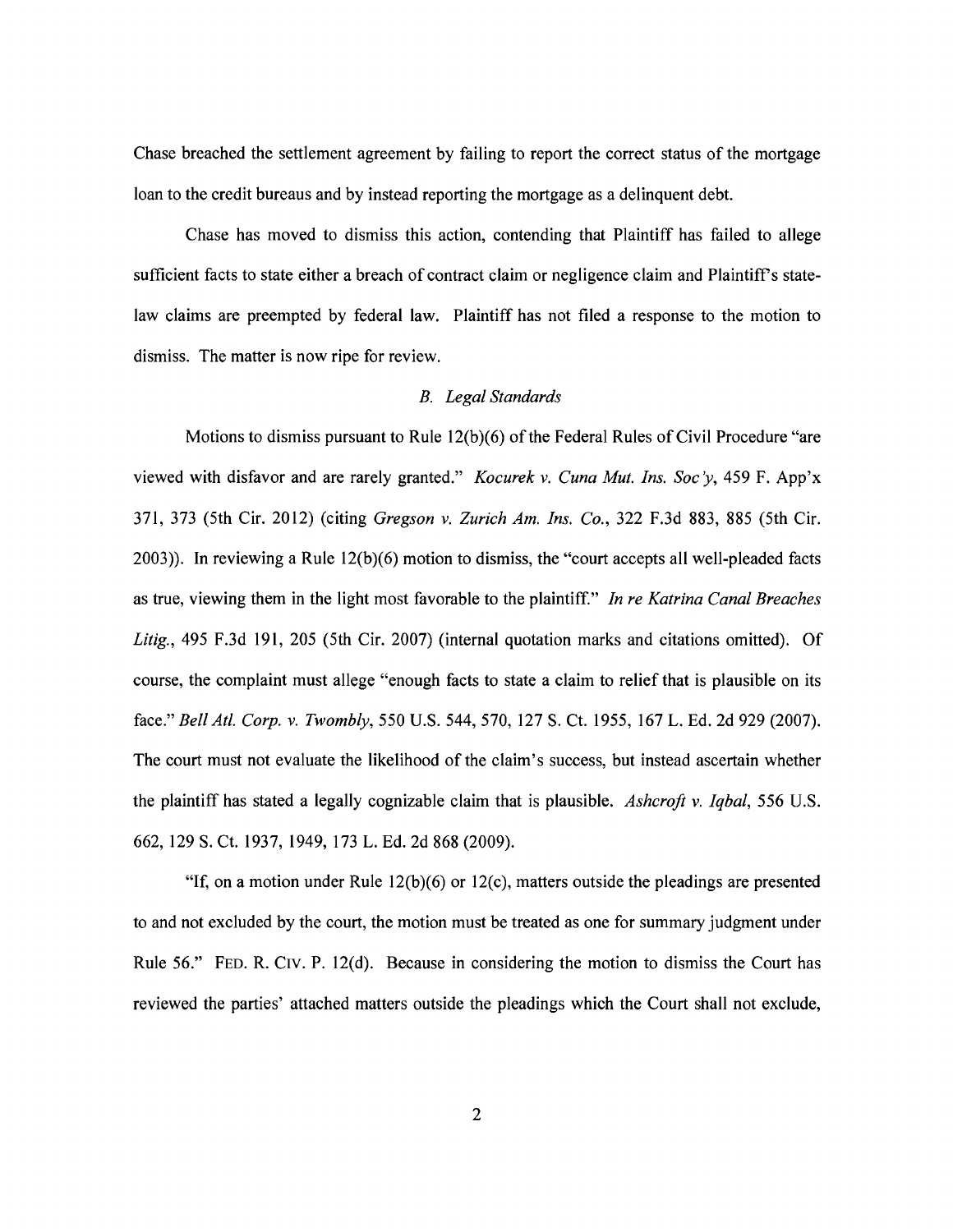Chase breached the settlement agreement by failing to report the correct status of the mortgage loan to the credit bureaus and by instead reporting the mortgage as a delinquent debt.

Chase has moved to dismiss this action, contending that Plaintiff has failed to allege sufficient facts to state either a breach of contract claim or negligence claim and Plaintiff's state-law claims are preempted by federal law. Plaintiff has not filed a response to the motion to dismiss. The matter is now ripe for review.

### *B. Legal Standards*

Motions to dismiss pursuant to Rule 12(b)(6) of the Federal Rules of Civil Procedure "are viewed with disfavor and are rarely granted." *Kocurek v. Cuna Mut. Ins. Soc'y*, 459 F. App'x 371, 373 (5th Cir. 2012) (citing *Gregson v. Zurich Am. Ins. Co.*, 322 F.3d 883, 885 (5th Cir. 2003)). In reviewing a Rule 12(b)(6) motion to dismiss, the "court accepts all well-pleaded facts as true, viewing them in the light most favorable to the plaintiff." *In re Katrina Canal Breaches Litig.*, 495 F.3d 191, 205 (5th Cir. 2007) (internal quotation marks and citations omitted). Of course, the complaint must allege "enough facts to state a claim to relief that is plausible on its face." *Bell Atl. Corp. v. Twombly*, 550 U.S. 544, 570, 127 S. Ct. 1955, 167 L. Ed. 2d 929 (2007). The court must not evaluate the likelihood of the claim's success, but instead ascertain whether the plaintiff has stated a legally cognizable claim that is plausible. *Ashcroft v. Iqbal*, 556 U.S. 662, 129 S. Ct. 1937, 1949, 173 L. Ed. 2d 868 (2009).

"If, on a motion under Rule 12(b)(6) or 12(c), matters outside the pleadings are presented to and not excluded by the court, the motion must be treated as one for summary judgment under Rule 56." FED. R. CIV. P. 12(d). Because in considering the motion to dismiss the Court has reviewed the parties' attached matters outside the pleadings which the Court shall not exclude,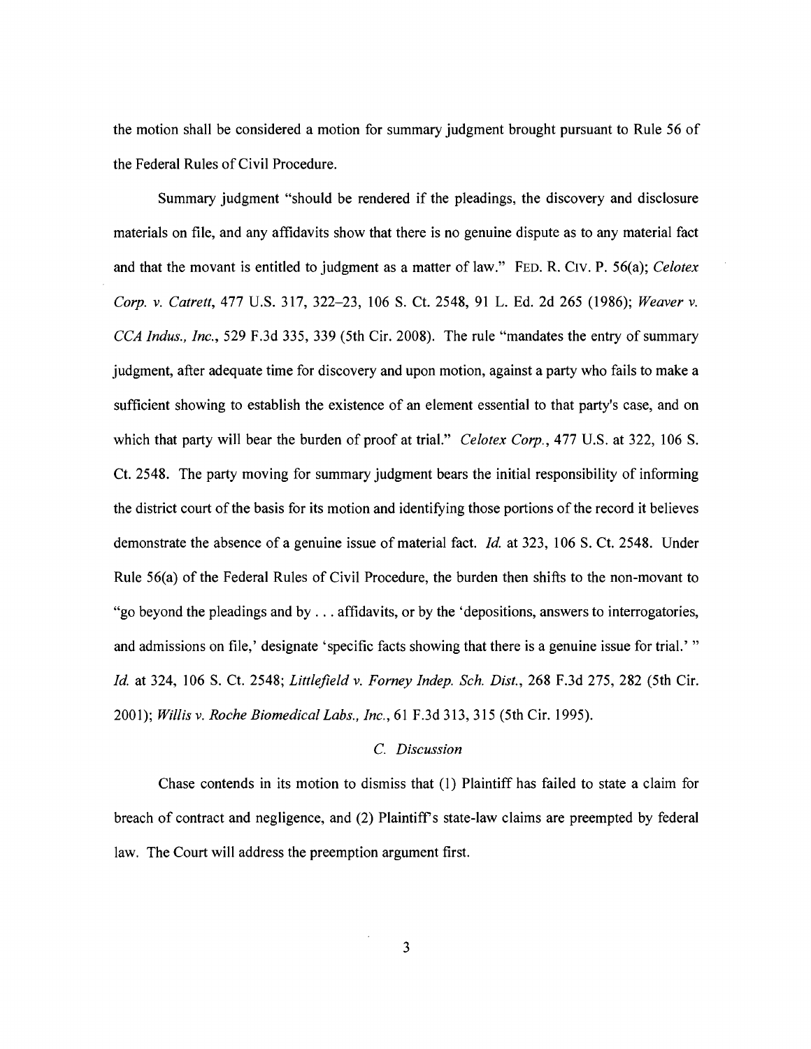the motion shall be considered a motion for summary judgment brought pursuant to Rule 56 of the Federal Rules of Civil Procedure.

Summary judgment "should be rendered if the pleadings, the discovery and disclosure materials on file, and any affidavits show that there is no genuine dispute as to any material fact and that the movant is entitled to judgment as a matter of law." FED. R. CIV. P. 56(a); *Celotex Corp. v. Catrett*, 477 U.S. 317, 322–23, 106 S. Ct. 2548, 91 L. Ed. 2d 265 (1986); *Weaver v. CCA Indus., Inc.*, 529 F.3d 335, 339 (5th Cir. 2008). The rule "mandates the entry of summary judgment, after adequate time for discovery and upon motion, against a party who fails to make a sufficient showing to establish the existence of an element essential to that party's case, and on which that party will bear the burden of proof at trial." *Celotex Corp.*, 477 U.S. at 322, 106 S. Ct. 2548. The party moving for summary judgment bears the initial responsibility of informing the district court of the basis for its motion and identifying those portions of the record it believes demonstrate the absence of a genuine issue of material fact. *Id.* at 323, 106 S. Ct. 2548. Under Rule 56(a) of the Federal Rules of Civil Procedure, the burden then shifts to the non-movant to "go beyond the pleadings and by . . . affidavits, or by the 'depositions, answers to interrogatories, and admissions on file,' designate 'specific facts showing that there is a genuine issue for trial.' " *Id.* at 324, 106 S. Ct. 2548; *Littlefield v. Forney Indep. Sch. Dist.*, 268 F.3d 275, 282 (5th Cir. 2001); *Willis v. Roche Biomedical Labs., Inc.*, 61 F.3d 313, 315 (5th Cir. 1995).

### *C. Discussion*

Chase contends in its motion to dismiss that (1) Plaintiff has failed to state a claim for breach of contract and negligence, and (2) Plaintiff's state-law claims are preempted by federal law. The Court will address the preemption argument first.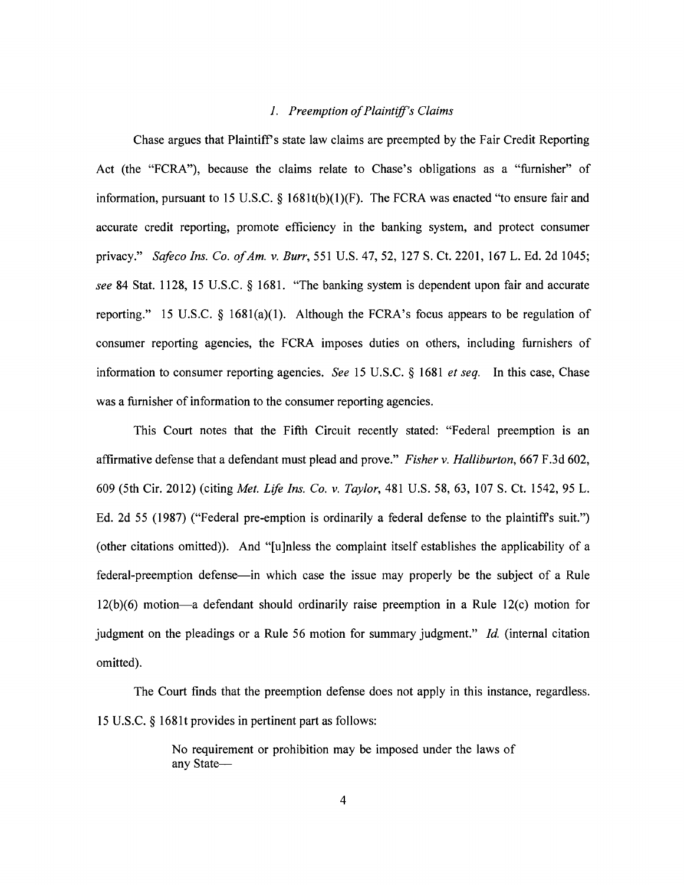### *1. Preemption of Plaintiff's Claims*

Chase argues that Plaintiff's state law claims are preempted by the Fair Credit Reporting Act (the "FCRA"), because the claims relate to Chase's obligations as a "furnisher" of information, pursuant to 15 U.S.C. § 1681t(b)(1)(F). The FCRA was enacted "to ensure fair and accurate credit reporting, promote efficiency in the banking system, and protect consumer privacy." *Safeco Ins. Co. of Am. v. Burr*, 551 U.S. 47, 52, 127 S. Ct. 2201, 167 L. Ed. 2d 1045; *see* 84 Stat. 1128, 15 U.S.C. § 1681. "The banking system is dependent upon fair and accurate reporting." 15 U.S.C. § 1681(a)(1). Although the FCRA's focus appears to be regulation of consumer reporting agencies, the FCRA imposes duties on others, including furnishers of information to consumer reporting agencies. *See* 15 U.S.C. § 1681 *et seq.* In this case, Chase was a furnisher of information to the consumer reporting agencies.

This Court notes that the Fifth Circuit recently stated: "Federal preemption is an affirmative defense that a defendant must plead and prove." *Fisher v. Halliburton*, 667 F.3d 602, 609 (5th Cir. 2012) (citing *Met. Life Ins. Co. v. Taylor*, 481 U.S. 58, 63, 107 S. Ct. 1542, 95 L. Ed. 2d 55 (1987) ("Federal pre-emption is ordinarily a federal defense to the plaintiff's suit.") (other citations omitted)). And "[u]nless the complaint itself establishes the applicability of a federal-preemption defense—in which case the issue may properly be the subject of a Rule 12(b)(6) motion—a defendant should ordinarily raise preemption in a Rule 12(c) motion for judgment on the pleadings or a Rule 56 motion for summary judgment." *Id.* (internal citation omitted).

The Court finds that the preemption defense does not apply in this instance, regardless. 15 U.S.C. § 1681t provides in pertinent part as follows:

> No requirement or prohibition may be imposed under the laws of any State—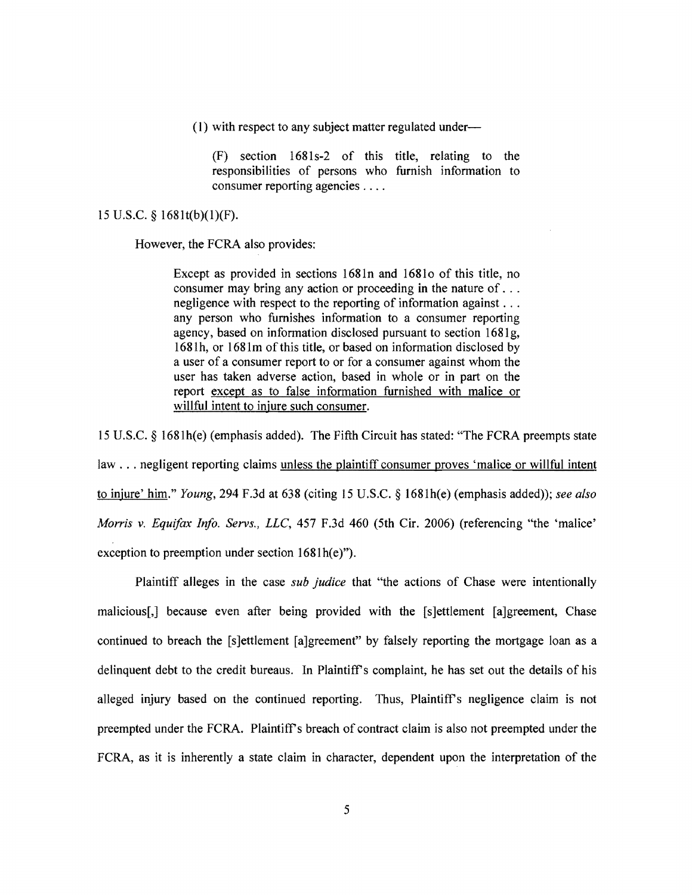> (1) with respect to any subject matter regulated under—
>
> > (F) section 1681s-2 of this title, relating to the responsibilities of persons who furnish information to consumer reporting agencies . . . .

15 U.S.C. § 1681t(b)(1)(F).

However, the FCRA also provides:

> Except as provided in sections 1681n and 1681o of this title, no consumer may bring any action or proceeding in the nature of . . . negligence with respect to the reporting of information against . . . any person who furnishes information to a consumer reporting agency, based on information disclosed pursuant to section 1681g, 1681h, or 1681m of this title, or based on information disclosed by a user of a consumer report to or for a consumer against whom the user has taken adverse action, based in whole or in part on the report <u>except as to false information furnished with malice or willful intent to injure such consumer</u>.

15 U.S.C. § 1681h(e) (emphasis added). The Fifth Circuit has stated: "The FCRA preempts state law . . . negligent reporting claims <u>unless the plaintiff consumer proves 'malice or willful intent to injure' him</u>." *Young*, 294 F.3d at 638 (citing 15 U.S.C. § 1681h(e) (emphasis added)); *see also Morris v. Equifax Info. Servs., LLC*, 457 F.3d 460 (5th Cir. 2006) (referencing "the 'malice' exception to preemption under section 1681h(e)").

Plaintiff alleges in the case *sub judice* that "the actions of Chase were intentionally malicious[,] because even after being provided with the [s]ettlement [a]greement, Chase continued to breach the [s]ettlement [a]greement" by falsely reporting the mortgage loan as a delinquent debt to the credit bureaus. In Plaintiff's complaint, he has set out the details of his alleged injury based on the continued reporting. Thus, Plaintiff's negligence claim is not preempted under the FCRA. Plaintiff's breach of contract claim is also not preempted under the FCRA, as it is inherently a state claim in character, dependent upon the interpretation of the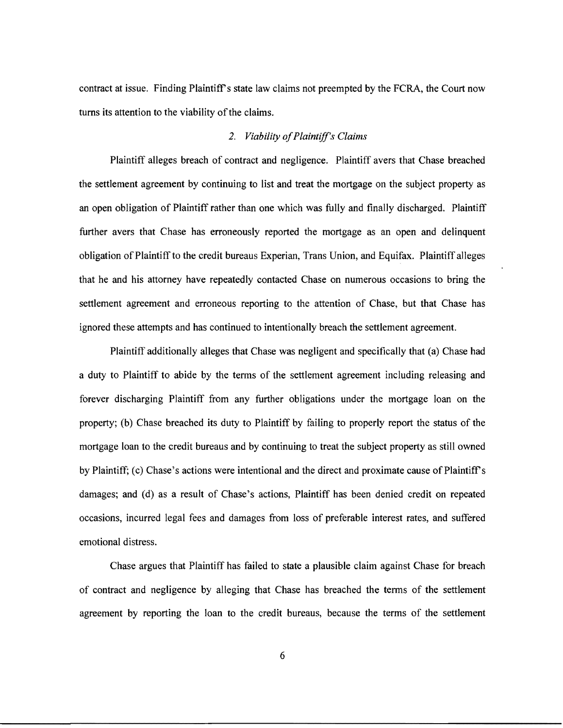contract at issue. Finding Plaintiff's state law claims not preempted by the FCRA, the Court now turns its attention to the viability of the claims.

### *2. Viability of Plaintiff's Claims*

Plaintiff alleges breach of contract and negligence. Plaintiff avers that Chase breached the settlement agreement by continuing to list and treat the mortgage on the subject property as an open obligation of Plaintiff rather than one which was fully and finally discharged. Plaintiff further avers that Chase has erroneously reported the mortgage as an open and delinquent obligation of Plaintiff to the credit bureaus Experian, Trans Union, and Equifax. Plaintiff alleges that he and his attorney have repeatedly contacted Chase on numerous occasions to bring the settlement agreement and erroneous reporting to the attention of Chase, but that Chase has ignored these attempts and has continued to intentionally breach the settlement agreement.

Plaintiff additionally alleges that Chase was negligent and specifically that (a) Chase had a duty to Plaintiff to abide by the terms of the settlement agreement including releasing and forever discharging Plaintiff from any further obligations under the mortgage loan on the property; (b) Chase breached its duty to Plaintiff by failing to properly report the status of the mortgage loan to the credit bureaus and by continuing to treat the subject property as still owned by Plaintiff; (c) Chase's actions were intentional and the direct and proximate cause of Plaintiff's damages; and (d) as a result of Chase's actions, Plaintiff has been denied credit on repeated occasions, incurred legal fees and damages from loss of preferable interest rates, and suffered emotional distress.

Chase argues that Plaintiff has failed to state a plausible claim against Chase for breach of contract and negligence by alleging that Chase has breached the terms of the settlement agreement by reporting the loan to the credit bureaus, because the terms of the settlement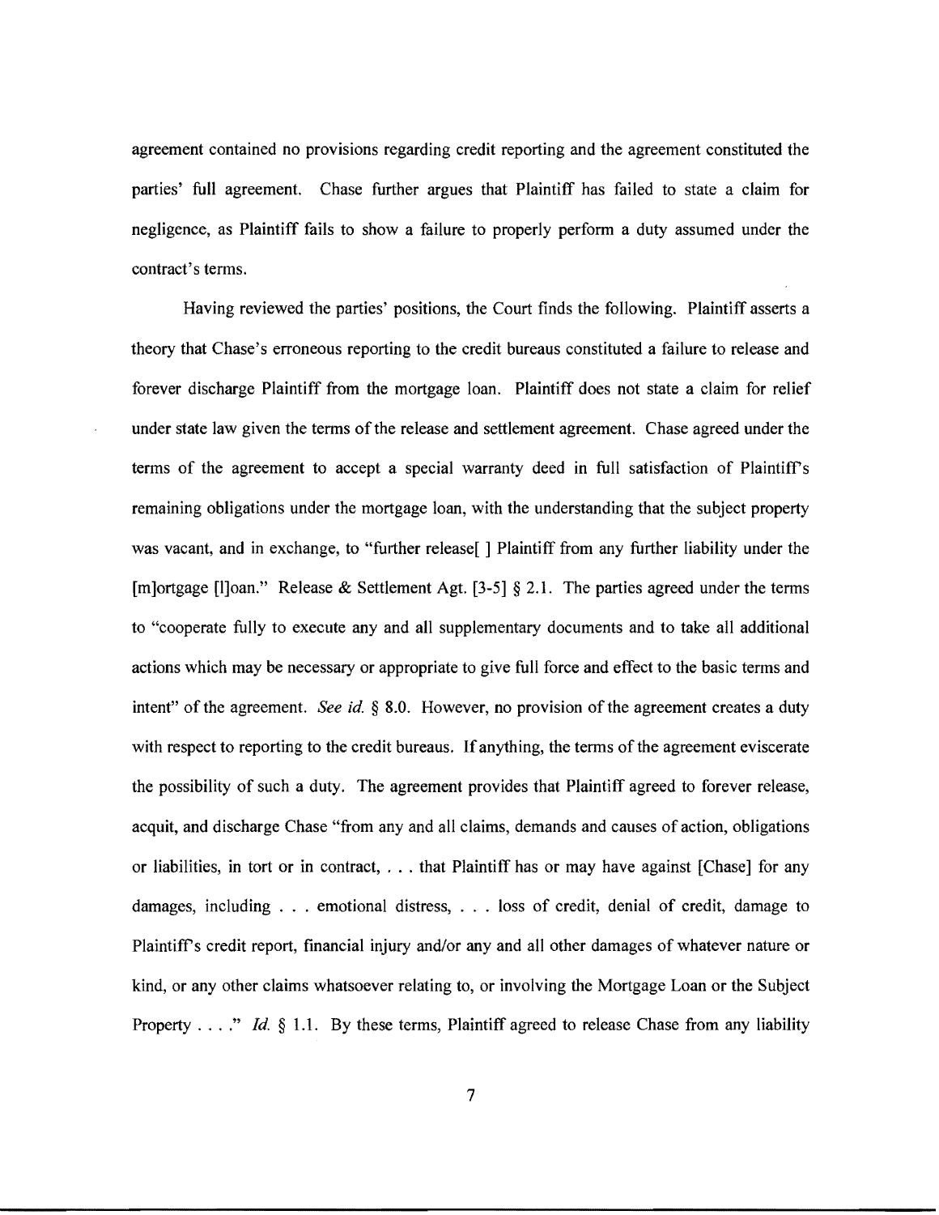agreement contained no provisions regarding credit reporting and the agreement constituted the parties' full agreement. Chase further argues that Plaintiff has failed to state a claim for negligence, as Plaintiff fails to show a failure to properly perform a duty assumed under the contract's terms.

Having reviewed the parties' positions, the Court finds the following. Plaintiff asserts a theory that Chase's erroneous reporting to the credit bureaus constituted a failure to release and forever discharge Plaintiff from the mortgage loan. Plaintiff does not state a claim for relief under state law given the terms of the release and settlement agreement. Chase agreed under the terms of the agreement to accept a special warranty deed in full satisfaction of Plaintiff's remaining obligations under the mortgage loan, with the understanding that the subject property was vacant, and in exchange, to "further release[ ] Plaintiff from any further liability under the [m]ortgage [l]oan." Release & Settlement Agt. [3-5] § 2.1. The parties agreed under the terms to "cooperate fully to execute any and all supplementary documents and to take all additional actions which may be necessary or appropriate to give full force and effect to the basic terms and intent" of the agreement. *See id.* § 8.0. However, no provision of the agreement creates a duty with respect to reporting to the credit bureaus. If anything, the terms of the agreement eviscerate the possibility of such a duty. The agreement provides that Plaintiff agreed to forever release, acquit, and discharge Chase "from any and all claims, demands and causes of action, obligations or liabilities, in tort or in contract, . . . that Plaintiff has or may have against [Chase] for any damages, including . . . emotional distress, . . . loss of credit, denial of credit, damage to Plaintiff's credit report, financial injury and/or any and all other damages of whatever nature or kind, or any other claims whatsoever relating to, or involving the Mortgage Loan or the Subject Property . . . ." *Id.* § 1.1. By these terms, Plaintiff agreed to release Chase from any liability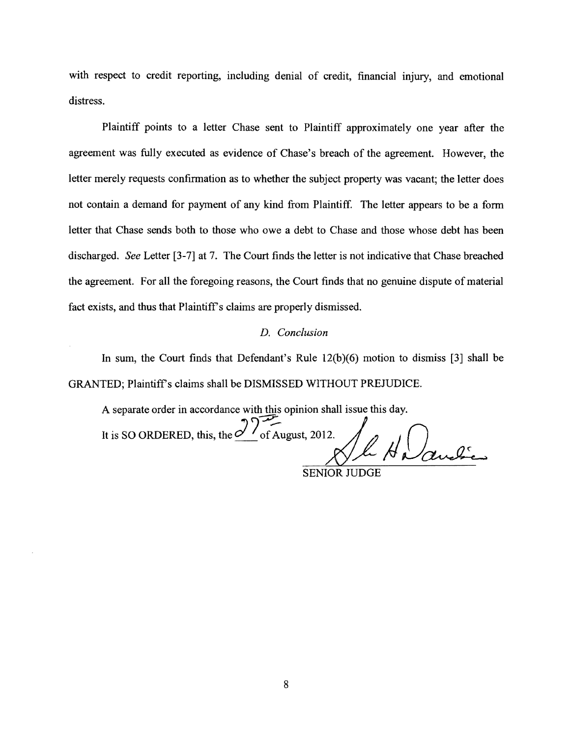with respect to credit reporting, including denial of credit, financial injury, and emotional distress.

Plaintiff points to a letter Chase sent to Plaintiff approximately one year after the agreement was fully executed as evidence of Chase's breach of the agreement. However, the letter merely requests confirmation as to whether the subject property was vacant; the letter does not contain a demand for payment of any kind from Plaintiff. The letter appears to be a form letter that Chase sends both to those who owe a debt to Chase and those whose debt has been discharged. *See* Letter [3-7] at 7. The Court finds the letter is not indicative that Chase breached the agreement. For all the foregoing reasons, the Court finds that no genuine dispute of material fact exists, and thus that Plaintiff's claims are properly dismissed.

*D. Conclusion*

In sum, the Court finds that Defendant's Rule 12(b)(6) motion to dismiss [3] shall be GRANTED; Plaintiff's claims shall be DISMISSED WITHOUT PREJUDICE.

A separate order in accordance with this opinion shall issue this day.

It is SO ORDERED, this, the 27th of August, 2012.

SENIOR JUDGE